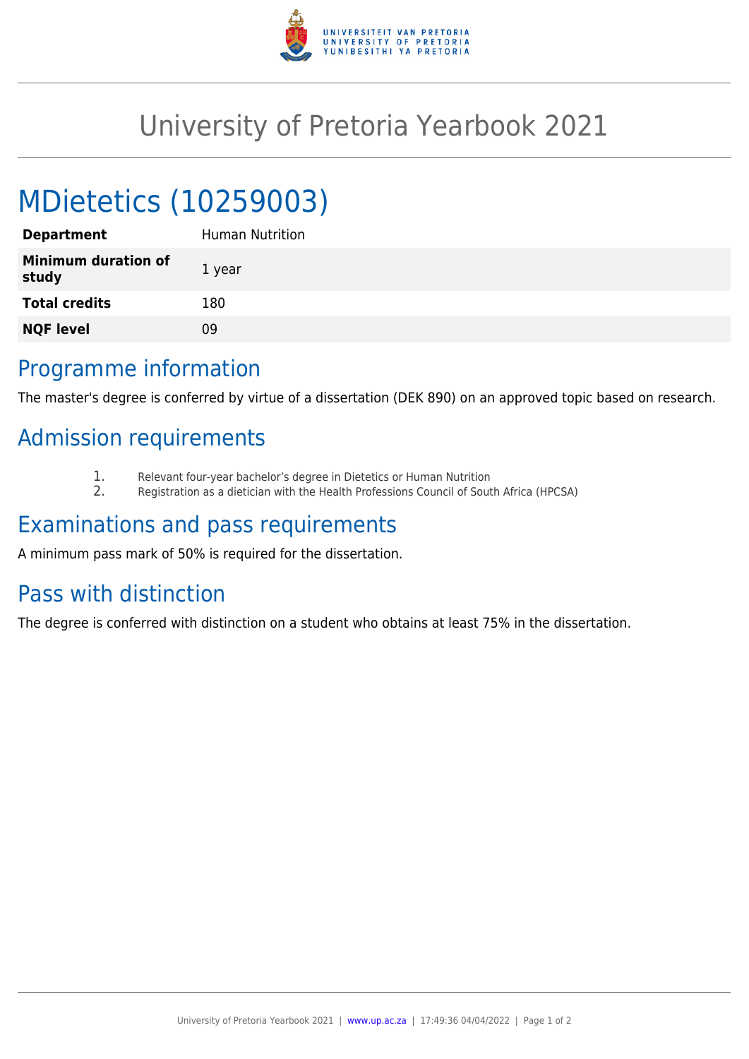# University of Pretoria Yearbook 2021

# MDietetics (10259003)

| | |
|---|---|
| **Department** | Human Nutrition |
| **Minimum duration of study** | 1 year |
| **Total credits** | 180 |
| **NQF level** | 09 |

## Programme information

The master's degree is conferred by virtue of a dissertation (DEK 890) on an approved topic based on research.

## Admission requirements

1. Relevant four-year bachelor's degree in Dietetics or Human Nutrition
2. Registration as a dietician with the Health Professions Council of South Africa (HPCSA)

## Examinations and pass requirements

A minimum pass mark of 50% is required for the dissertation.

## Pass with distinction

The degree is conferred with distinction on a student who obtains at least 75% in the dissertation.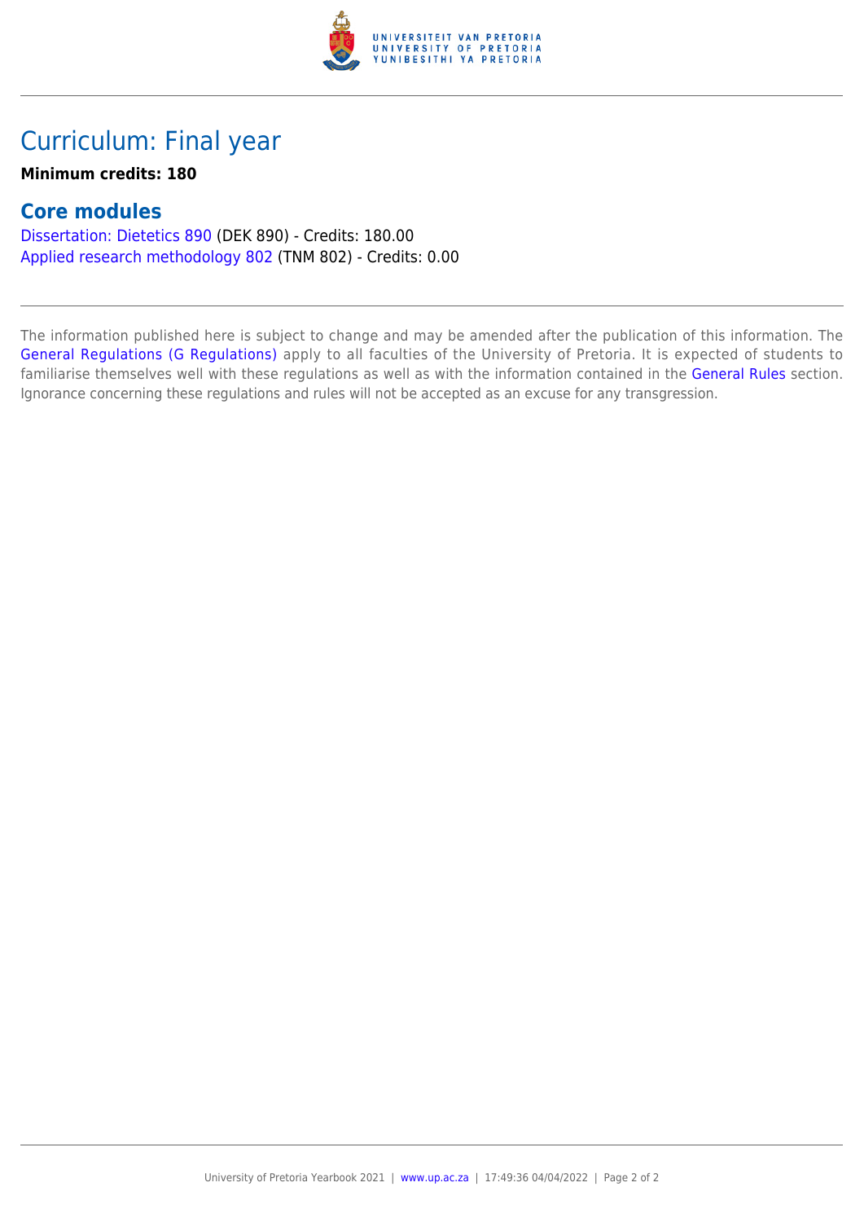# Curriculum: Final year

**Minimum credits: 180**

## Core modules

Dissertation: Dietetics 890 (DEK 890) - Credits: 180.00
Applied research methodology 802 (TNM 802) - Credits: 0.00

The information published here is subject to change and may be amended after the publication of this information. The General Regulations (G Regulations) apply to all faculties of the University of Pretoria. It is expected of students to familiarise themselves well with these regulations as well as with the information contained in the General Rules section. Ignorance concerning these regulations and rules will not be accepted as an excuse for any transgression.